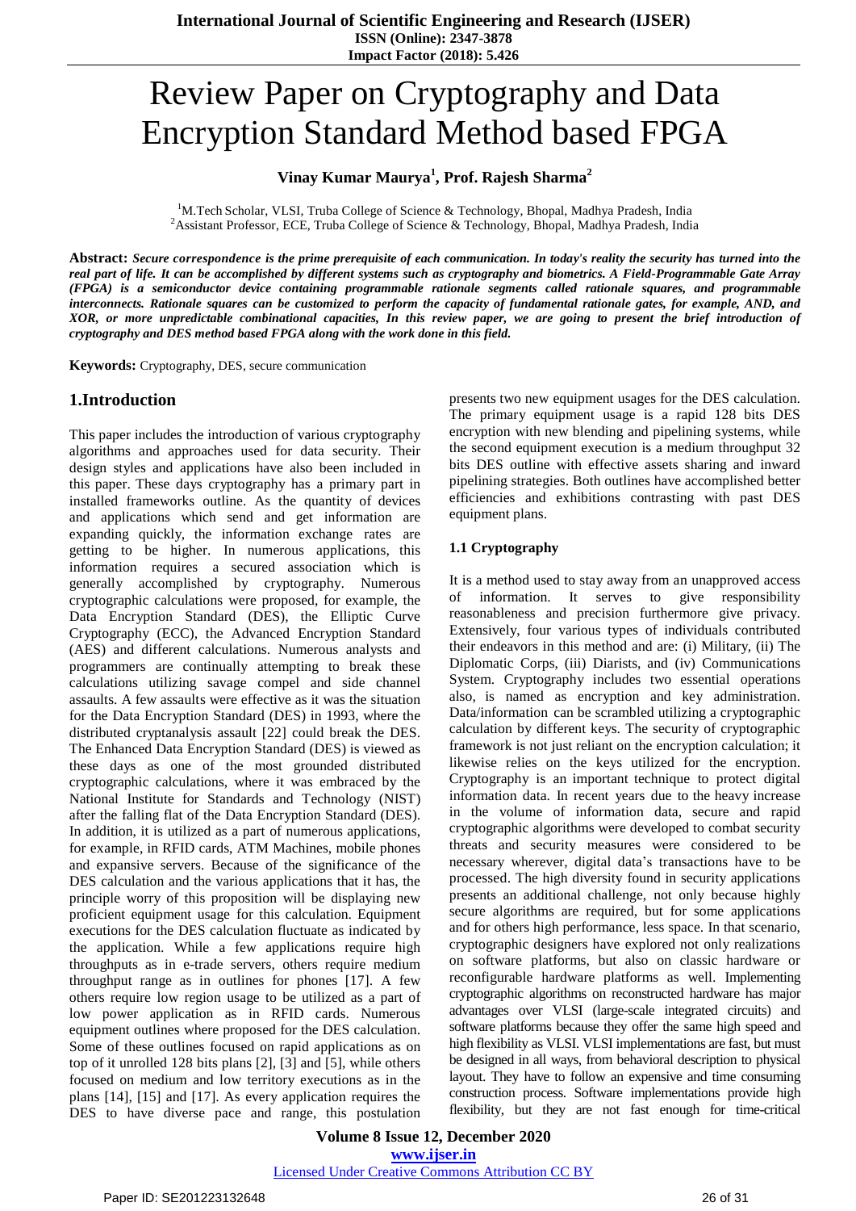# Review Paper on Cryptography and Data Encryption Standard Method based FPGA

**Vinay Kumar Maurya[1], Prof. Rajesh Sharma[2]**

[1]M.Tech Scholar, VLSI, Truba College of Science & Technology, Bhopal, Madhya Pradesh, India
[2]Assistant Professor, ECE, Truba College of Science & Technology, Bhopal, Madhya Pradesh, India

**Abstract:** ***Secure correspondence is the prime prerequisite of each communication. In today's reality the security has turned into the real part of life. It can be accomplished by different systems such as cryptography and biometrics. A Field-Programmable Gate Array (FPGA) is a semiconductor device containing programmable rationale segments called rationale squares, and programmable interconnects. Rationale squares can be customized to perform the capacity of fundamental rationale gates, for example, AND, and XOR, or more unpredictable combinational capacities, In this review paper, we are going to present the brief introduction of cryptography and DES method based FPGA along with the work done in this field.***

**Keywords:** Cryptography, DES, secure communication

## 1.Introduction

This paper includes the introduction of various cryptography algorithms and approaches used for data security. Their design styles and applications have also been included in this paper. These days cryptography has a primary part in installed frameworks outline. As the quantity of devices and applications which send and get information are expanding quickly, the information exchange rates are getting to be higher. In numerous applications, this information requires a secured association which is generally accomplished by cryptography. Numerous cryptographic calculations were proposed, for example, the Data Encryption Standard (DES), the Elliptic Curve Cryptography (ECC), the Advanced Encryption Standard (AES) and different calculations. Numerous analysts and programmers are continually attempting to break these calculations utilizing savage compel and side channel assaults. A few assaults were effective as it was the situation for the Data Encryption Standard (DES) in 1993, where the distributed cryptanalysis assault [22] could break the DES. The Enhanced Data Encryption Standard (DES) is viewed as these days as one of the most grounded distributed cryptographic calculations, where it was embraced by the National Institute for Standards and Technology (NIST) after the falling flat of the Data Encryption Standard (DES). In addition, it is utilized as a part of numerous applications, for example, in RFID cards, ATM Machines, mobile phones and expansive servers. Because of the significance of the DES calculation and the various applications that it has, the principle worry of this proposition will be displaying new proficient equipment usage for this calculation. Equipment executions for the DES calculation fluctuate as indicated by the application. While a few applications require high throughputs as in e-trade servers, others require medium throughput range as in outlines for phones [17]. A few others require low region usage to be utilized as a part of low power application as in RFID cards. Numerous equipment outlines where proposed for the DES calculation. Some of these outlines focused on rapid applications as on top of it unrolled 128 bits plans [2], [3] and [5], while others focused on medium and low territory executions as in the plans [14], [15] and [17]. As every application requires the DES to have diverse pace and range, this postulation presents two new equipment usages for the DES calculation. The primary equipment usage is a rapid 128 bits DES encryption with new blending and pipelining systems, while the second equipment execution is a medium throughput 32 bits DES outline with effective assets sharing and inward pipelining strategies. Both outlines have accomplished better efficiencies and exhibitions contrasting with past DES equipment plans.

### 1.1 Cryptography

It is a method used to stay away from an unapproved access of information. It serves to give responsibility reasonableness and precision furthermore give privacy. Extensively, four various types of individuals contributed their endeavors in this method and are: (i) Military, (ii) The Diplomatic Corps, (iii) Diarists, and (iv) Communications System. Cryptography includes two essential operations also, is named as encryption and key administration. Data/information can be scrambled utilizing a cryptographic calculation by different keys. The security of cryptographic framework is not just reliant on the encryption calculation; it likewise relies on the keys utilized for the encryption. Cryptography is an important technique to protect digital information data. In recent years due to the heavy increase in the volume of information data, secure and rapid cryptographic algorithms were developed to combat security threats and security measures were considered to be necessary wherever, digital data's transactions have to be processed. The high diversity found in security applications presents an additional challenge, not only because highly secure algorithms are required, but for some applications and for others high performance, less space. In that scenario, cryptographic designers have explored not only realizations on software platforms, but also on classic hardware or reconfigurable hardware platforms as well. Implementing cryptographic algorithms on reconstructed hardware has major advantages over VLSI (large-scale integrated circuits) and software platforms because they offer the same high speed and high flexibility as VLSI. VLSI implementations are fast, but must be designed in all ways, from behavioral description to physical layout. They have to follow an expensive and time consuming construction process. Software implementations provide high flexibility, but they are not fast enough for time-critical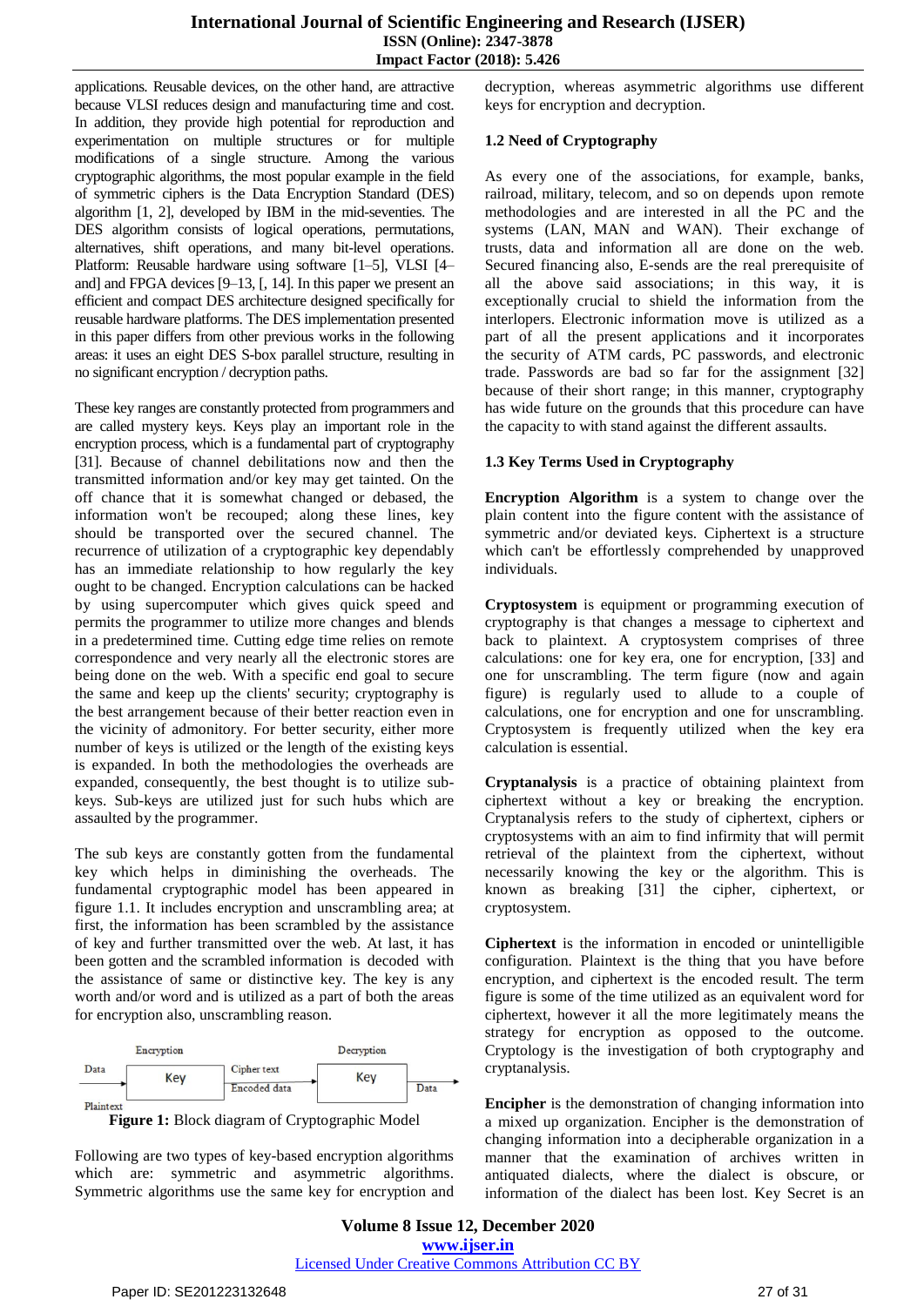applications. Reusable devices, on the other hand, are attractive because VLSI reduces design and manufacturing time and cost. In addition, they provide high potential for reproduction and experimentation on multiple structures or for multiple modifications of a single structure. Among the various cryptographic algorithms, the most popular example in the field of symmetric ciphers is the Data Encryption Standard (DES) algorithm [1, 2], developed by IBM in the mid-seventies. The DES algorithm consists of logical operations, permutations, alternatives, shift operations, and many bit-level operations. Platform: Reusable hardware using software [1–5], VLSI [4–and] and FPGA devices [9–13, [, 14]. In this paper we present an efficient and compact DES architecture designed specifically for reusable hardware platforms. The DES implementation presented in this paper differs from other previous works in the following areas: it uses an eight DES S-box parallel structure, resulting in no significant encryption / decryption paths.

These key ranges are constantly protected from programmers and are called mystery keys. Keys play an important role in the encryption process, which is a fundamental part of cryptography [31]. Because of channel debilitations now and then the transmitted information and/or key may get tainted. On the off chance that it is somewhat changed or debased, the information won't be recouped; along these lines, key should be transported over the secured channel. The recurrence of utilization of a cryptographic key dependably has an immediate relationship to how regularly the key ought to be changed. Encryption calculations can be hacked by using supercomputer which gives quick speed and permits the programmer to utilize more changes and blends in a predetermined time. Cutting edge time relies on remote correspondence and very nearly all the electronic stores are being done on the web. With a specific end goal to secure the same and keep up the clients' security; cryptography is the best arrangement because of their better reaction even in the vicinity of admonitory. For better security, either more number of keys is utilized or the length of the existing keys is expanded. In both the methodologies the overheads are expanded, consequently, the best thought is to utilize sub-keys. Sub-keys are utilized just for such hubs which are assaulted by the programmer.

The sub keys are constantly gotten from the fundamental key which helps in diminishing the overheads. The fundamental cryptographic model has been appeared in figure 1.1. It includes encryption and unscrambling area; at first, the information has been scrambled by the assistance of key and further transmitted over the web. At last, it has been gotten and the scrambled information is decoded with the assistance of same or distinctive key. The key is any worth and/or word and is utilized as a part of both the areas for encryption also, unscrambling reason.

Encryption | Decryption
Data Plaintext → Key → Cipher text Encoded data → Key → Data

**Figure 1:** Block diagram of Cryptographic Model

Following are two types of key-based encryption algorithms which are: symmetric and asymmetric algorithms. Symmetric algorithms use the same key for encryption and decryption, whereas asymmetric algorithms use different keys for encryption and decryption.

### 1.2 Need of Cryptography

As every one of the associations, for example, banks, railroad, military, telecom, and so on depends upon remote methodologies and are interested in all the PC and the systems (LAN, MAN and WAN). Their exchange of trusts, data and information all are done on the web. Secured financing also, E-sends are the real prerequisite of all the above said associations; in this way, it is exceptionally crucial to shield the information from the interlopers. Electronic information move is utilized as a part of all the present applications and it incorporates the security of ATM cards, PC passwords, and electronic trade. Passwords are bad so far for the assignment [32] because of their short range; in this manner, cryptography has wide future on the grounds that this procedure can have the capacity to with stand against the different assaults.

### 1.3 Key Terms Used in Cryptography

**Encryption Algorithm** is a system to change over the plain content into the figure content with the assistance of symmetric and/or deviated keys. Ciphertext is a structure which can't be effortlessly comprehended by unapproved individuals.

**Cryptosystem** is equipment or programming execution of cryptography is that changes a message to ciphertext and back to plaintext. A cryptosystem comprises of three calculations: one for key era, one for encryption, [33] and one for unscrambling. The term figure (now and again figure) is regularly used to allude to a couple of calculations, one for encryption and one for unscrambling. Cryptosystem is frequently utilized when the key era calculation is essential.

**Cryptanalysis** is a practice of obtaining plaintext from ciphertext without a key or breaking the encryption. Cryptanalysis refers to the study of ciphertext, ciphers or cryptosystems with an aim to find infirmity that will permit retrieval of the plaintext from the ciphertext, without necessarily knowing the key or the algorithm. This is known as breaking [31] the cipher, ciphertext, or cryptosystem.

**Ciphertext** is the information in encoded or unintelligible configuration. Plaintext is the thing that you have before encryption, and ciphertext is the encoded result. The term figure is some of the time utilized as an equivalent word for ciphertext, however it all the more legitimately means the strategy for encryption as opposed to the outcome. Cryptology is the investigation of both cryptography and cryptanalysis.

**Encipher** is the demonstration of changing information into a mixed up organization. Encipher is the demonstration of changing information into a decipherable organization in a manner that the examination of archives written in antiquated dialects, where the dialect is obscure, or information of the dialect has been lost. Key Secret is an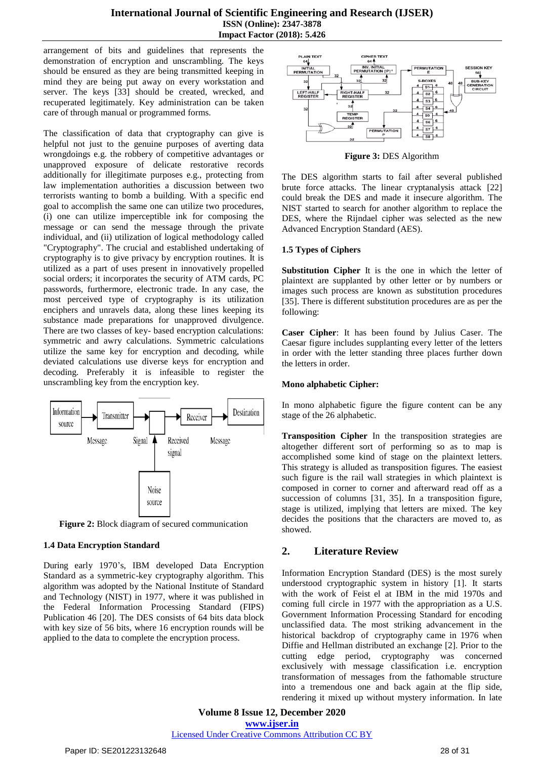arrangement of bits and guidelines that represents the demonstration of encryption and unscrambling. The keys should be ensured as they are being transmitted keeping in mind they are being put away on every workstation and server. The keys [33] should be created, wrecked, and recuperated legitimately. Key administration can be taken care of through manual or programmed forms.

The classification of data that cryptography can give is helpful not just to the genuine purposes of averting data wrongdoings e.g. the robbery of competitive advantages or unapproved exposure of delicate restorative records additionally for illegitimate purposes e.g., protecting from law implementation authorities a discussion between two terrorists wanting to bomb a building. With a specific end goal to accomplish the same one can utilize two procedures, (i) one can utilize imperceptible ink for composing the message or can send the message through the private individual, and (ii) utilization of logical methodology called "Cryptography". The crucial and established undertaking of cryptography is to give privacy by encryption routines. It is utilized as a part of uses present in innovatively propelled social orders; it incorporates the security of ATM cards, PC passwords, furthermore, electronic trade. In any case, the most perceived type of cryptography is its utilization enciphers and unravels data, along these lines keeping its substance made preparations for unapproved divulgence. There are two classes of key- based encryption calculations: symmetric and awry calculations. Symmetric calculations utilize the same key for encryption and decoding, while deviated calculations use diverse keys for encryption and decoding. Preferably it is infeasible to register the unscrambling key from the encryption key.

**Figure 2:** Block diagram of secured communication

### 1.4 Data Encryption Standard

During early 1970's, IBM developed Data Encryption Standard as a symmetric-key cryptography algorithm. This algorithm was adopted by the National Institute of Standard and Technology (NIST) in 1977, where it was published in the Federal Information Processing Standard (FIPS) Publication 46 [20]. The DES consists of 64 bits data block with key size of 56 bits, where 16 encryption rounds will be applied to the data to complete the encryption process.

**Figure 3:** DES Algorithm

The DES algorithm starts to fail after several published brute force attacks. The linear cryptanalysis attack [22] could break the DES and made it insecure algorithm. The NIST started to search for another algorithm to replace the DES, where the Rijndael cipher was selected as the new Advanced Encryption Standard (AES).

### 1.5 Types of Ciphers

**Substitution Cipher** It is the one in which the letter of plaintext are supplanted by other letter or by numbers or images such process are known as substitution procedures [35]. There is different substitution procedures are as per the following:

**Caser Cipher**: It has been found by Julius Caser. The Caesar figure includes supplanting every letter of the letters in order with the letter standing three places further down the letters in order.

**Mono alphabetic Cipher:**

In mono alphabetic figure the figure content can be any stage of the 26 alphabetic.

**Transposition Cipher** In the transposition strategies are altogether different sort of performing so as to map is accomplished some kind of stage on the plaintext letters. This strategy is alluded as transposition figures. The easiest such figure is the rail wall strategies in which plaintext is composed in corner to corner and afterward read off as a succession of columns [31, 35]. In a transposition figure, stage is utilized, implying that letters are mixed. The key decides the positions that the characters are moved to, as showed.

## 2. Literature Review

Information Encryption Standard (DES) is the most surely understood cryptographic system in history [1]. It starts with the work of Feist el at IBM in the mid 1970s and coming full circle in 1977 with the appropriation as a U.S. Government Information Processing Standard for encoding unclassified data. The most striking advancement in the historical backdrop of cryptography came in 1976 when Diffie and Hellman distributed an exchange [2]. Prior to the cutting edge period, cryptography was concerned exclusively with message classification i.e. encryption transformation of messages from the fathomable structure into a tremendous one and back again at the flip side, rendering it mixed up without mystery information. In late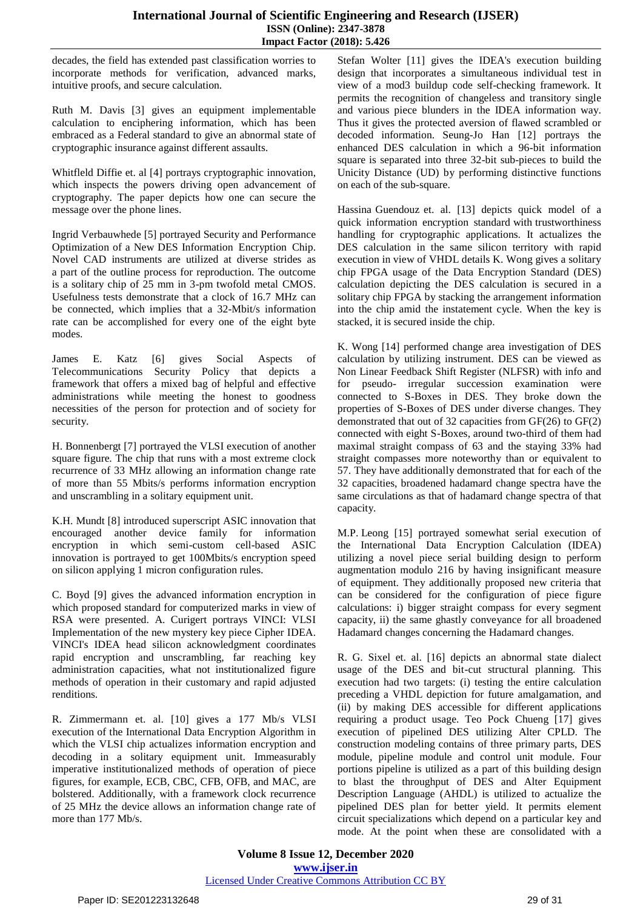decades, the field has extended past classification worries to incorporate methods for verification, advanced marks, intuitive proofs, and secure calculation.

Ruth M. Davis [3] gives an equipment implementable calculation to enciphering information, which has been embraced as a Federal standard to give an abnormal state of cryptographic insurance against different assaults.

Whitfleld Diffie et. al [4] portrays cryptographic innovation, which inspects the powers driving open advancement of cryptography. The paper depicts how one can secure the message over the phone lines.

Ingrid Verbauwhede [5] portrayed Security and Performance Optimization of a New DES Information Encryption Chip. Novel CAD instruments are utilized at diverse strides as a part of the outline process for reproduction. The outcome is a solitary chip of 25 mm in 3-pm twofold metal CMOS. Usefulness tests demonstrate that a clock of 16.7 MHz can be connected, which implies that a 32-Mbit/s information rate can be accomplished for every one of the eight byte modes.

James E. Katz [6] gives Social Aspects of Telecommunications Security Policy that depicts a framework that offers a mixed bag of helpful and effective administrations while meeting the honest to goodness necessities of the person for protection and of society for security.

H. Bonnenbergt [7] portrayed the VLSI execution of another square figure. The chip that runs with a most extreme clock recurrence of 33 MHz allowing an information change rate of more than 55 Mbits/s performs information encryption and unscrambling in a solitary equipment unit.

K.H. Mundt [8] introduced superscript ASIC innovation that encouraged another device family for information encryption in which semi-custom cell-based ASIC innovation is portrayed to get 100Mbits/s encryption speed on silicon applying 1 micron configuration rules.

C. Boyd [9] gives the advanced information encryption in which proposed standard for computerized marks in view of RSA were presented. A. Curigert portrays VINCI: VLSI Implementation of the new mystery key piece Cipher IDEA. VINCI's IDEA head silicon acknowledgment coordinates rapid encryption and unscrambling, far reaching key administration capacities, what not institutionalized figure methods of operation in their customary and rapid adjusted renditions.

R. Zimmermann et. al. [10] gives a 177 Mb/s VLSI execution of the International Data Encryption Algorithm in which the VLSI chip actualizes information encryption and decoding in a solitary equipment unit. Immeasurably imperative institutionalized methods of operation of piece figures, for example, ECB, CBC, CFB, OFB, and MAC, are bolstered. Additionally, with a framework clock recurrence of 25 MHz the device allows an information change rate of more than 177 Mb/s.

Stefan Wolter [11] gives the IDEA's execution building design that incorporates a simultaneous individual test in view of a mod3 buildup code self-checking framework. It permits the recognition of changeless and transitory single and various piece blunders in the IDEA information way. Thus it gives the protected aversion of flawed scrambled or decoded information. Seung-Jo Han [12] portrays the enhanced DES calculation in which a 96-bit information square is separated into three 32-bit sub-pieces to build the Unicity Distance (UD) by performing distinctive functions on each of the sub-square.

Hassina Guendouz et. al. [13] depicts quick model of a quick information encryption standard with trustworthiness handling for cryptographic applications. It actualizes the DES calculation in the same silicon territory with rapid execution in view of VHDL details K. Wong gives a solitary chip FPGA usage of the Data Encryption Standard (DES) calculation depicting the DES calculation is secured in a solitary chip FPGA by stacking the arrangement information into the chip amid the instatement cycle. When the key is stacked, it is secured inside the chip.

K. Wong [14] performed change area investigation of DES calculation by utilizing instrument. DES can be viewed as Non Linear Feedback Shift Register (NLFSR) with info and for pseudo- irregular succession examination were connected to S-Boxes in DES. They broke down the properties of S-Boxes of DES under diverse changes. They demonstrated that out of 32 capacities from GF(26) to GF(2) connected with eight S-Boxes, around two-third of them had maximal straight compass of 63 and the staying 33% had straight compasses more noteworthy than or equivalent to 57. They have additionally demonstrated that for each of the 32 capacities, broadened hadamard change spectra have the same circulations as that of hadamard change spectra of that capacity.

M.P. Leong [15] portrayed somewhat serial execution of the International Data Encryption Calculation (IDEA) utilizing a novel piece serial building design to perform augmentation modulo 216 by having insignificant measure of equipment. They additionally proposed new criteria that can be considered for the configuration of piece figure calculations: i) bigger straight compass for every segment capacity, ii) the same ghastly conveyance for all broadened Hadamard changes concerning the Hadamard changes.

R. G. Sixel et. al. [16] depicts an abnormal state dialect usage of the DES and bit-cut structural planning. This execution had two targets: (i) testing the entire calculation preceding a VHDL depiction for future amalgamation, and (ii) by making DES accessible for different applications requiring a product usage. Teo Pock Chueng [17] gives execution of pipelined DES utilizing Alter CPLD. The construction modeling contains of three primary parts, DES module, pipeline module and control unit module. Four portions pipeline is utilized as a part of this building design to blast the throughput of DES and Alter Equipment Description Language (AHDL) is utilized to actualize the pipelined DES plan for better yield. It permits element circuit specializations which depend on a particular key and mode. At the point when these are consolidated with a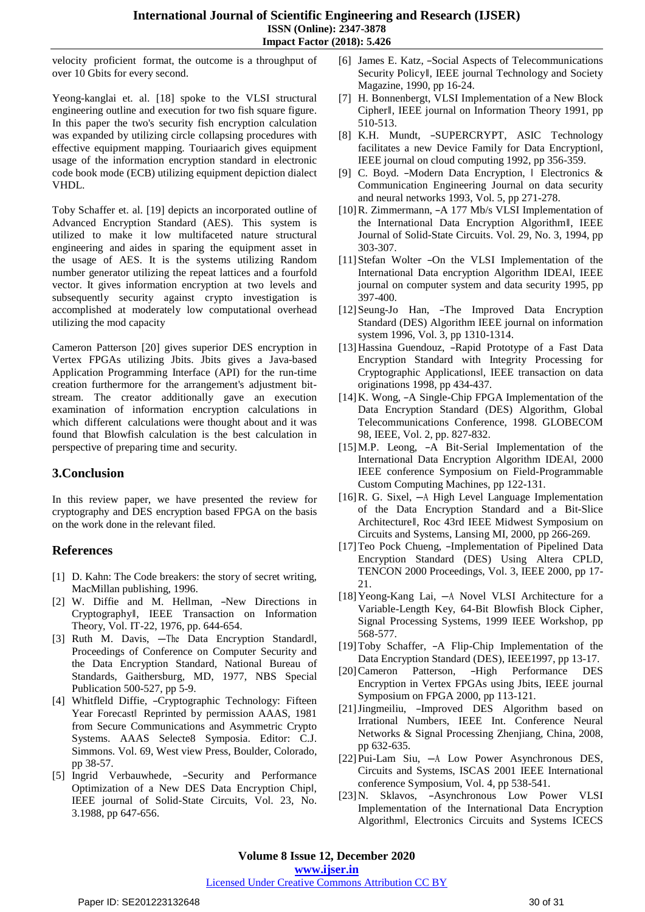velocity proficient format, the outcome is a throughput of over 10 Gbits for every second.

Yeong-kanglai et. al. [18] spoke to the VLSI structural engineering outline and execution for two fish square figure. In this paper the two's security fish encryption calculation was expanded by utilizing circle collapsing procedures with effective equipment mapping. Touriaarich gives equipment usage of the information encryption standard in electronic code book mode (ECB) utilizing equipment depiction dialect VHDL.

Toby Schaffer et. al. [19] depicts an incorporated outline of Advanced Encryption Standard (AES). This system is utilized to make it low multifaceted nature structural engineering and aides in sparing the equipment asset in the usage of AES. It is the systems utilizing Random number generator utilizing the repeat lattices and a fourfold vector. It gives information encryption at two levels and subsequently security against crypto investigation is accomplished at moderately low computational overhead utilizing the mod capacity

Cameron Patterson [20] gives superior DES encryption in Vertex FPGAs utilizing Jbits. Jbits gives a Java-based Application Programming Interface (API) for the run-time creation furthermore for the arrangement's adjustment bit-stream. The creator additionally gave an execution examination of information encryption calculations in which different calculations were thought about and it was found that Blowfish calculation is the best calculation in perspective of preparing time and security.

## 3.Conclusion

In this review paper, we have presented the review for cryptography and DES encryption based FPGA on the basis on the work done in the relevant filed.

## References

[1] D. Kahn: The Code breakers: the story of secret writing, MacMillan publishing, 1996.

[2] W. Diffie and M. Hellman, ―New Directions in Cryptography‖, IEEE Transaction on Information Theory, Vol. IT-22, 1976, pp. 644-654.

[3] Ruth M. Davis, ―The Data Encryption Standard‖, Proceedings of Conference on Computer Security and the Data Encryption Standard, National Bureau of Standards, Gaithersburg, MD, 1977, NBS Special Publication 500-527, pp 5-9.

[4] Whitfleld Diffie, ―Cryptographic Technology: Fifteen Year Forecast‖ Reprinted by permission AAAS, 1981 from Secure Communications and Asymmetric Crypto Systems. AAAS Selecte8 Symposia. Editor: C.J. Simmons. Vol. 69, West view Press, Boulder, Colorado, pp 38-57.

[5] Ingrid Verbauwhede, ―Security and Performance Optimization of a New DES Data Encryption Chip‖, IEEE journal of Solid-State Circuits, Vol. 23, No. 3.1988, pp 647-656.

[6] James E. Katz, ―Social Aspects of Telecommunications Security Policy‖, IEEE journal Technology and Society Magazine, 1990, pp 16-24.

[7] H. Bonnenbergt, VLSI Implementation of a New Block Cipher‖, IEEE journal on Information Theory 1991, pp 510-513.

[8] K.H. Mundt, ―SUPERCRYPT, ASIC Technology facilitates a new Device Family for Data Encryption‖, IEEE journal on cloud computing 1992, pp 356-359.

[9] C. Boyd. ―Modern Data Encryption, ‖ Electronics & Communication Engineering Journal on data security and neural networks 1993, Vol. 5, pp 271-278.

[10] R. Zimmermann, ―A 177 Mb/s VLSI Implementation of the International Data Encryption Algorithm‖, IEEE Journal of Solid-State Circuits. Vol. 29, No. 3, 1994, pp 303-307.

[11] Stefan Wolter ―On the VLSI Implementation of the International Data encryption Algorithm IDEA‖, IEEE journal on computer system and data security 1995, pp 397-400.

[12] Seung-Jo Han, ―The Improved Data Encryption Standard (DES) Algorithm IEEE journal on information system 1996, Vol. 3, pp 1310-1314.

[13] Hassina Guendouz, ―Rapid Prototype of a Fast Data Encryption Standard with Integrity Processing for Cryptographic Applications‖, IEEE transaction on data originations 1998, pp 434-437.

[14] K. Wong, ―A Single-Chip FPGA Implementation of the Data Encryption Standard (DES) Algorithm, Global Telecommunications Conference, 1998. GLOBECOM 98, IEEE, Vol. 2, pp. 827-832.

[15] M.P. Leong, ―A Bit-Serial Implementation of the International Data Encryption Algorithm IDEA‖, 2000 IEEE conference Symposium on Field-Programmable Custom Computing Machines, pp 122-131.

[16] R. G. Sixel, ―A High Level Language Implementation of the Data Encryption Standard and a Bit-Slice Architecture‖, Roc 43rd IEEE Midwest Symposium on Circuits and Systems, Lansing MI, 2000, pp 266-269.

[17] Teo Pock Chueng, ―Implementation of Pipelined Data Encryption Standard (DES) Using Altera CPLD, TENCON 2000 Proceedings, Vol. 3, IEEE 2000, pp 17-21.

[18] Yeong-Kang Lai, ―A Novel VLSI Architecture for a Variable-Length Key, 64-Bit Blowfish Block Cipher, Signal Processing Systems, 1999 IEEE Workshop, pp 568-577.

[19] Toby Schaffer, ―A Flip-Chip Implementation of the Data Encryption Standard (DES), IEEE1997, pp 13-17.

[20] Cameron Patterson, ―High Performance DES Encryption in Vertex FPGAs using Jbits, IEEE journal Symposium on FPGA 2000, pp 113-121.

[21] Jingmeiliu, ―Improved DES Algorithm based on Irrational Numbers, IEEE Int. Conference Neural Networks & Signal Processing Zhenjiang, China, 2008, pp 632-635.

[22] Pui-Lam Siu, ―A Low Power Asynchronous DES, Circuits and Systems, ISCAS 2001 IEEE International conference Symposium, Vol. 4, pp 538-541.

[23] N. Sklavos, ―Asynchronous Low Power VLSI Implementation of the International Data Encryption Algorithm‖, Electronics Circuits and Systems ICECS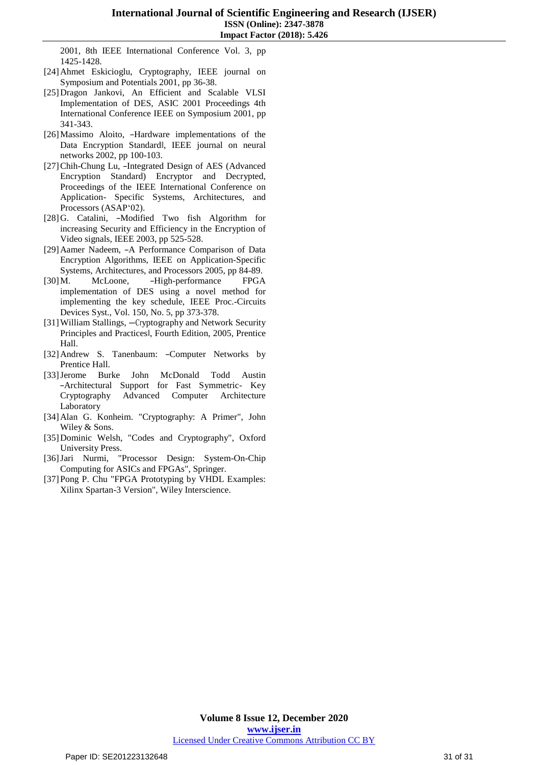2001, 8th IEEE International Conference Vol. 3, pp 1425-1428.

[24] Ahmet Eskicioglu, Cryptography, IEEE journal on Symposium and Potentials 2001, pp 36-38.

[25] Dragon Jankovi, An Efficient and Scalable VLSI Implementation of DES, ASIC 2001 Proceedings 4th International Conference IEEE on Symposium 2001, pp 341-343.

[26] Massimo Aloito, ―Hardware implementations of the Data Encryption Standard‖, IEEE journal on neural networks 2002, pp 100-103.

[27] Chih-Chung Lu, ―Integrated Design of AES (Advanced Encryption Standard) Encryptor and Decrypted, Proceedings of the IEEE International Conference on Application- Specific Systems, Architectures, and Processors (ASAP'02).

[28] G. Catalini, ―Modified Two fish Algorithm for increasing Security and Efficiency in the Encryption of Video signals, IEEE 2003, pp 525-528.

[29] Aamer Nadeem, ―A Performance Comparison of Data Encryption Algorithms, IEEE on Application-Specific Systems, Architectures, and Processors 2005, pp 84-89.

[30] M. McLoone, ―High-performance FPGA implementation of DES using a novel method for implementing the key schedule, IEEE Proc.-Circuits Devices Syst., Vol. 150, No. 5, pp 373-378.

[31] William Stallings, ―Cryptography and Network Security Principles and Practices‖, Fourth Edition, 2005, Prentice Hall.

[32] Andrew S. Tanenbaum: ―Computer Networks by Prentice Hall.

[33] Jerome Burke John McDonald Todd Austin ―Architectural Support for Fast Symmetric- Key Cryptography Advanced Computer Architecture Laboratory

[34] Alan G. Konheim. "Cryptography: A Primer", John Wiley & Sons.

[35] Dominic Welsh, "Codes and Cryptography", Oxford University Press.

[36] Jari Nurmi, "Processor Design: System-On-Chip Computing for ASICs and FPGAs", Springer.

[37] Pong P. Chu "FPGA Prototyping by VHDL Examples: Xilinx Spartan-3 Version", Wiley Interscience.